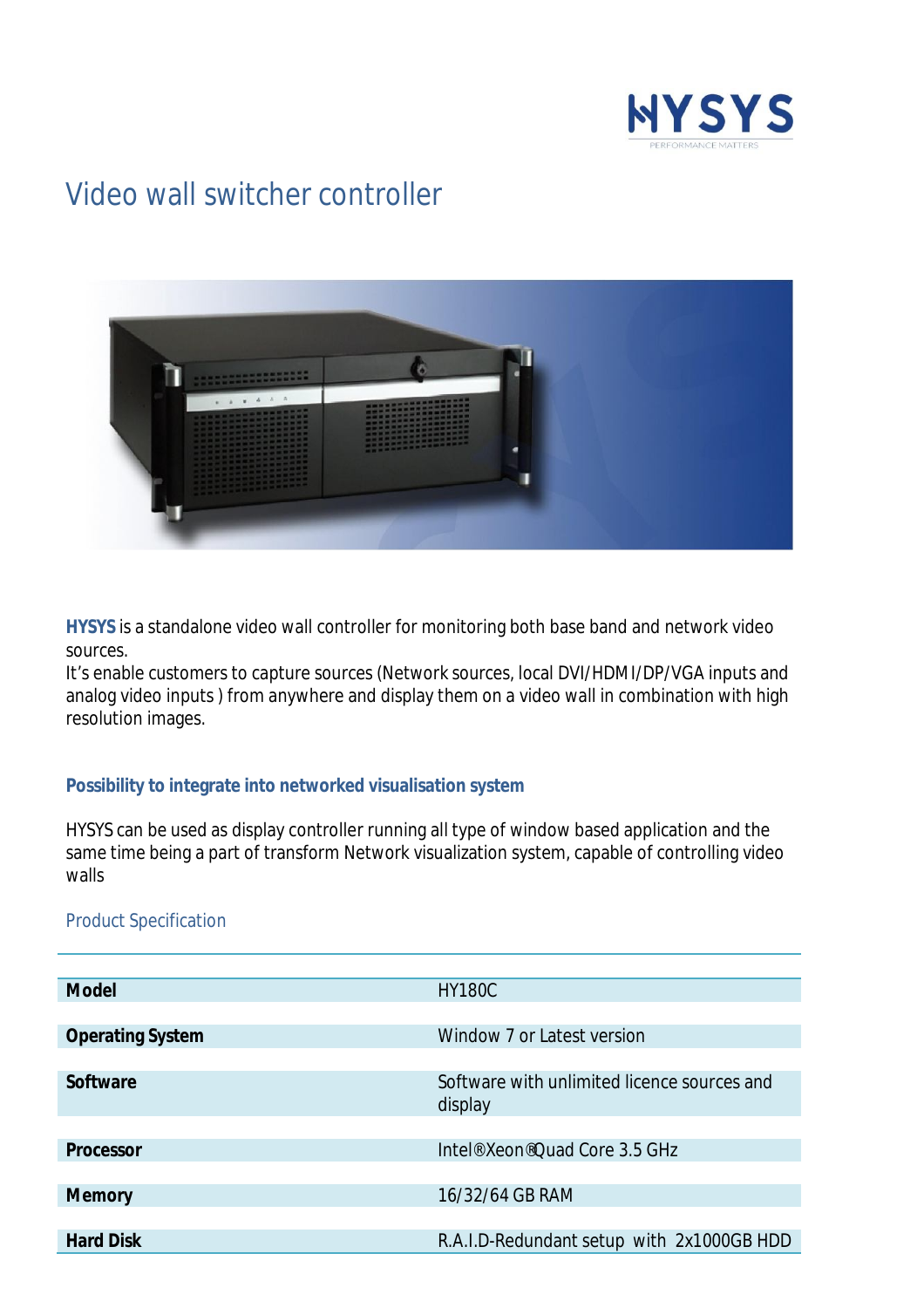HYSYS

PERFORMANCE MATTERS

# Video wall switcher controller

**HYSYS** is a standalone video wall controller for monitoring both base band and network video sources.
It's enable customers to capture sources (Network sources, local DVI/HDMI/DP/VGA inputs and analog video inputs ) from anywhere and display them on a video wall in combination with high resolution images.

### Possibility to integrate into networked visualisation system

HYSYS can be used as display controller running all type of window based application and the same time being a part of transform Network visualization system, capable of controlling video walls

## Product Specification

| | |
|---|---|
| **Model** | HY180C |
| **Operating System** | Window 7 or Latest version |
| **Software** | Software with unlimited licence sources and display |
| **Processor** | Intel®Xeon®Quad Core 3.5 GHz |
| **Memory** | 16/32/64 GB RAM |
| **Hard Disk** | R.A.I.D-Redundant setup with 2x1000GB HDD |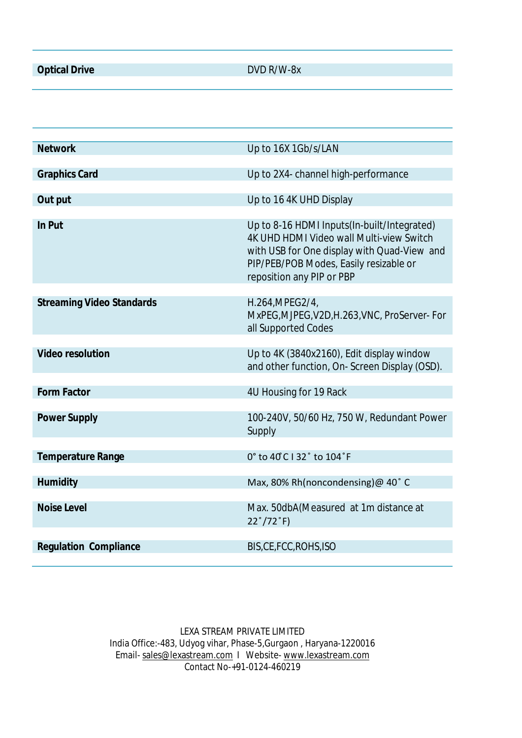| | |
|---|---|
| **Optical Drive** | DVD R/W-8x |

| | |
|---|---|
| **Network** | Up to 16X 1Gb/s/LAN |
| **Graphics Card** | Up to 2X4- channel high-performance |
| **Out put** | Up to 16 4K UHD Display |
| **In Put** | Up to 8-16 HDMI Inputs(In-built/Integrated) 4K UHD HDMI Video wall Multi-view Switch with USB for One display with Quad-View and PIP/PEB/POB Modes, Easily resizable or reposition any PIP or PBP |
| **Streaming Video Standards** | H.264,MPEG2/4, MxPEG,MJPEG,V2D,H.263,VNC, ProServer- For all Supported Codes |
| **Video resolution** | Up to 4K (3840x2160), Edit display window and other function, On- Screen Display (OSD). |
| **Form Factor** | 4U Housing for 19 Rack |
| **Power Supply** | 100-240V, 50/60 Hz, 750 W, Redundant Power Supply |
| **Temperature Range** | 0° to 40̊C I 32˚ to 104˚F |
| **Humidity** | Max, 80% Rh(noncondensing)@ 40˚ C |
| **Noise Level** | Max. 50dbA(Measured at 1m distance at 22˚/72˚F) |
| **Regulation Compliance** | BIS,CE,FCC,ROHS,ISO |

LEXA STREAM PRIVATE LIMITED
India Office:-483, Udyog vihar, Phase-5,Gurgaon , Haryana-1220016
Email- sales@lexastream.com I Website- www.lexastream.com
Contact No-+91-0124-460219